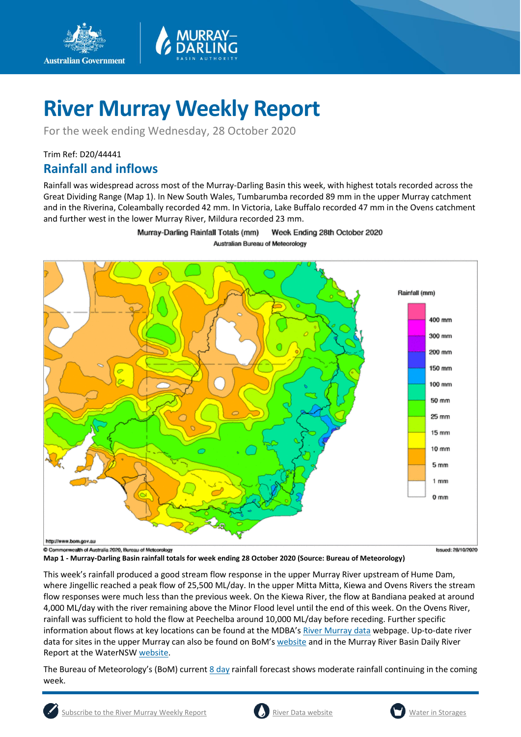# River Murray Weekly Report

For the week ending Wednesday, 28 October 2020

Trim Ref: D20/44441

## Rainfall and inflows

Rainfall was widespread across most of the Murray-Darling Basin this week, with highest totals recorded across the Great Dividing Range (Map 1). In New South Wales, Tumbarumba recorded 89 mm in the upper Murray catchment and in the Riverina, Coleambally recorded 42 mm. In Victoria, Lake Buffalo recorded 47 mm in the Ovens catchment and further west in the lower Murray River, Mildura recorded 23 mm.

**Map 1 - Murray-Darling Basin rainfall totals for week ending 28 October 2020 (Source: Bureau of Meteorology)**

This week's rainfall produced a good stream flow response in the upper Murray River upstream of Hume Dam, where Jingellic reached a peak flow of 25,500 ML/day. In the upper Mitta Mitta, Kiewa and Ovens Rivers the stream flow responses were much less than the previous week. On the Kiewa River, the flow at Bandiana peaked at around 4,000 ML/day with the river remaining above the Minor Flood level until the end of this week. On the Ovens River, rainfall was sufficient to hold the flow at Peechelba around 10,000 ML/day before receding. Further specific information about flows at key locations can be found at the MDBA's River Murray data webpage. Up-to-date river data for sites in the upper Murray can also be found on BoM's website and in the Murray River Basin Daily River Report at the WaterNSW website.

The Bureau of Meteorology's (BoM) current 8 day rainfall forecast shows moderate rainfall continuing in the coming week.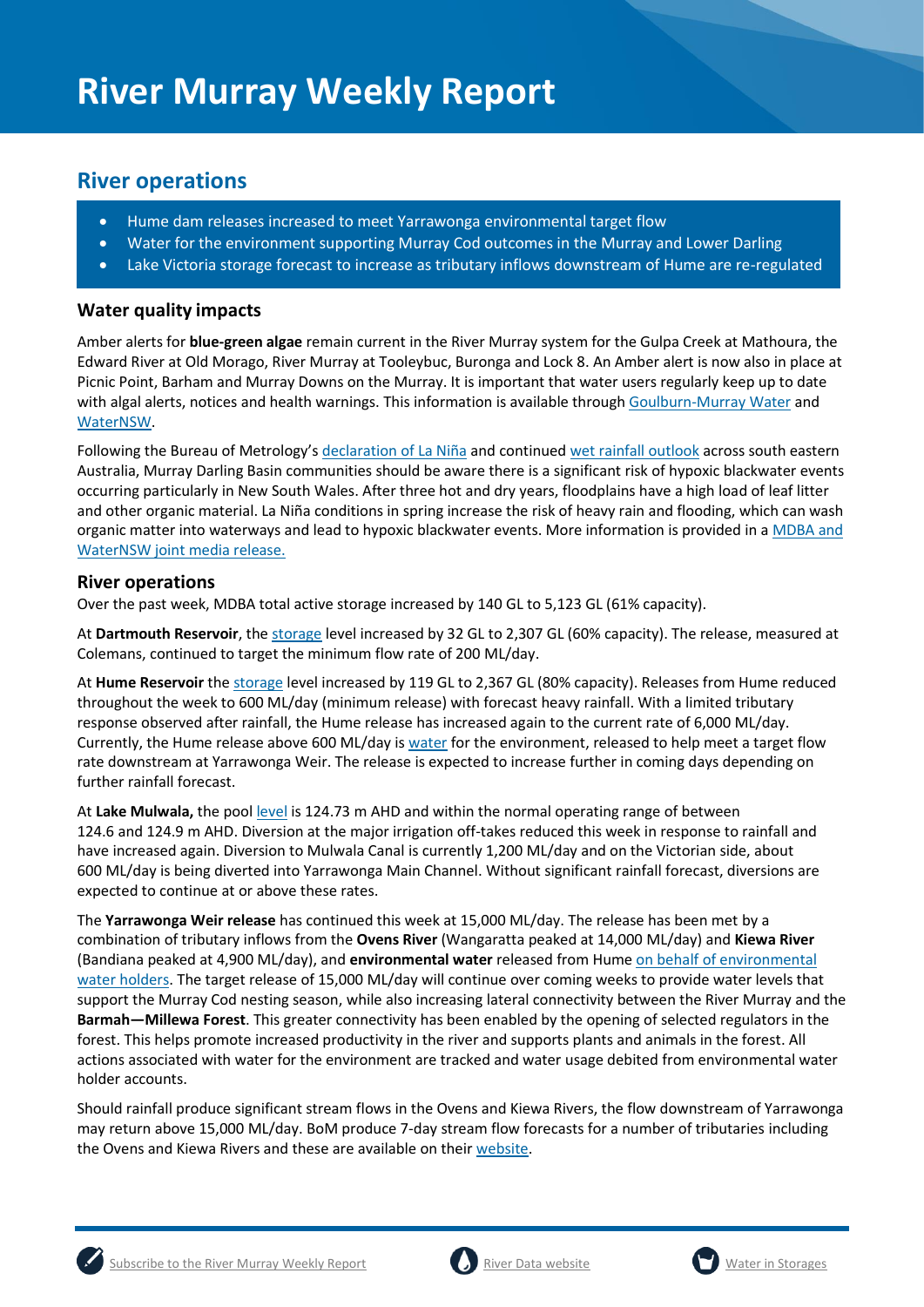# River Murray Weekly Report

## River operations

- Hume dam releases increased to meet Yarrawonga environmental target flow
- Water for the environment supporting Murray Cod outcomes in the Murray and Lower Darling
- Lake Victoria storage forecast to increase as tributary inflows downstream of Hume are re-regulated

### Water quality impacts

Amber alerts for **blue-green algae** remain current in the River Murray system for the Gulpa Creek at Mathoura, the Edward River at Old Morago, River Murray at Tooleybuc, Buronga and Lock 8. An Amber alert is now also in place at Picnic Point, Barham and Murray Downs on the Murray. It is important that water users regularly keep up to date with algal alerts, notices and health warnings. This information is available through Goulburn-Murray Water and WaterNSW.

Following the Bureau of Metrology's declaration of La Niña and continued wet rainfall outlook across south eastern Australia, Murray Darling Basin communities should be aware there is a significant risk of hypoxic blackwater events occurring particularly in New South Wales. After three hot and dry years, floodplains have a high load of leaf litter and other organic material. La Niña conditions in spring increase the risk of heavy rain and flooding, which can wash organic matter into waterways and lead to hypoxic blackwater events. More information is provided in a MDBA and WaterNSW joint media release.

### River operations

Over the past week, MDBA total active storage increased by 140 GL to 5,123 GL (61% capacity).

At **Dartmouth Reservoir**, the storage level increased by 32 GL to 2,307 GL (60% capacity). The release, measured at Colemans, continued to target the minimum flow rate of 200 ML/day.

At **Hume Reservoir** the storage level increased by 119 GL to 2,367 GL (80% capacity). Releases from Hume reduced throughout the week to 600 ML/day (minimum release) with forecast heavy rainfall. With a limited tributary response observed after rainfall, the Hume release has increased again to the current rate of 6,000 ML/day. Currently, the Hume release above 600 ML/day is water for the environment, released to help meet a target flow rate downstream at Yarrawonga Weir. The release is expected to increase further in coming days depending on further rainfall forecast.

At **Lake Mulwala,** the pool level is 124.73 m AHD and within the normal operating range of between 124.6 and 124.9 m AHD. Diversion at the major irrigation off-takes reduced this week in response to rainfall and have increased again. Diversion to Mulwala Canal is currently 1,200 ML/day and on the Victorian side, about 600 ML/day is being diverted into Yarrawonga Main Channel. Without significant rainfall forecast, diversions are expected to continue at or above these rates.

The **Yarrawonga Weir release** has continued this week at 15,000 ML/day. The release has been met by a combination of tributary inflows from the **Ovens River** (Wangaratta peaked at 14,000 ML/day) and **Kiewa River** (Bandiana peaked at 4,900 ML/day), and **environmental water** released from Hume on behalf of environmental water holders. The target release of 15,000 ML/day will continue over coming weeks to provide water levels that support the Murray Cod nesting season, while also increasing lateral connectivity between the River Murray and the **Barmah—Millewa Forest**. This greater connectivity has been enabled by the opening of selected regulators in the forest. This helps promote increased productivity in the river and supports plants and animals in the forest. All actions associated with water for the environment are tracked and water usage debited from environmental water holder accounts.

Should rainfall produce significant stream flows in the Ovens and Kiewa Rivers, the flow downstream of Yarrawonga may return above 15,000 ML/day. BoM produce 7-day stream flow forecasts for a number of tributaries including the Ovens and Kiewa Rivers and these are available on their website.

Subscribe to the River Murray Weekly Report | River Data website | Water in Storages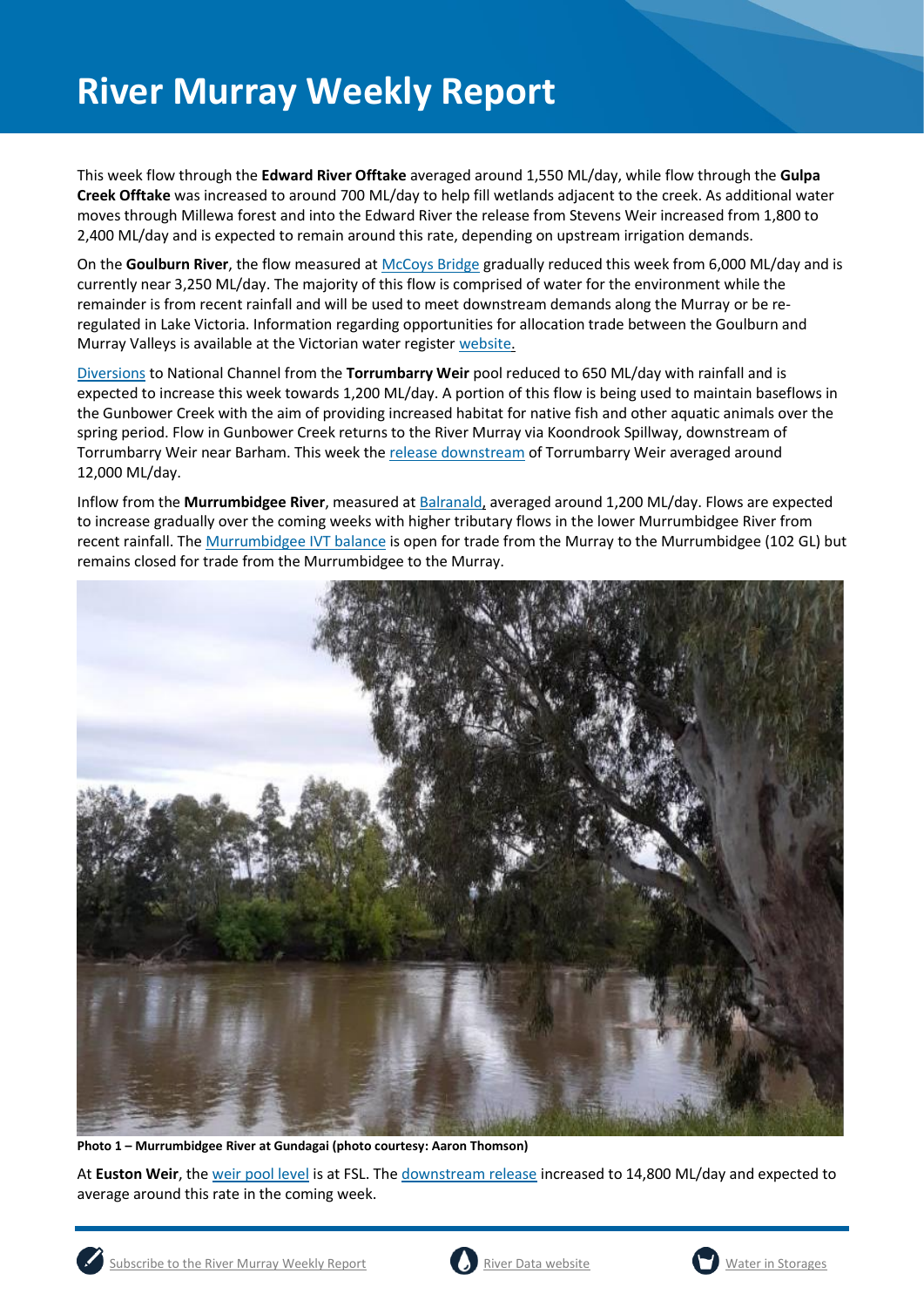# River Murray Weekly Report

This week flow through the **Edward River Offtake** averaged around 1,550 ML/day, while flow through the **Gulpa Creek Offtake** was increased to around 700 ML/day to help fill wetlands adjacent to the creek. As additional water moves through Millewa forest and into the Edward River the release from Stevens Weir increased from 1,800 to 2,400 ML/day and is expected to remain around this rate, depending on upstream irrigation demands.

On the **Goulburn River**, the flow measured at McCoys Bridge gradually reduced this week from 6,000 ML/day and is currently near 3,250 ML/day. The majority of this flow is comprised of water for the environment while the remainder is from recent rainfall and will be used to meet downstream demands along the Murray or be re-regulated in Lake Victoria. Information regarding opportunities for allocation trade between the Goulburn and Murray Valleys is available at the Victorian water register website.

Diversions to National Channel from the **Torrumbarry Weir** pool reduced to 650 ML/day with rainfall and is expected to increase this week towards 1,200 ML/day. A portion of this flow is being used to maintain baseflows in the Gunbower Creek with the aim of providing increased habitat for native fish and other aquatic animals over the spring period. Flow in Gunbower Creek returns to the River Murray via Koondrook Spillway, downstream of Torrumbarry Weir near Barham. This week the release downstream of Torrumbarry Weir averaged around 12,000 ML/day.

Inflow from the **Murrumbidgee River**, measured at Balranald, averaged around 1,200 ML/day. Flows are expected to increase gradually over the coming weeks with higher tributary flows in the lower Murrumbidgee River from recent rainfall. The Murrumbidgee IVT balance is open for trade from the Murray to the Murrumbidgee (102 GL) but remains closed for trade from the Murrumbidgee to the Murray.

**Photo 1 – Murrumbidgee River at Gundagai (photo courtesy: Aaron Thomson)**

At **Euston Weir**, the weir pool level is at FSL. The downstream release increased to 14,800 ML/day and expected to average around this rate in the coming week.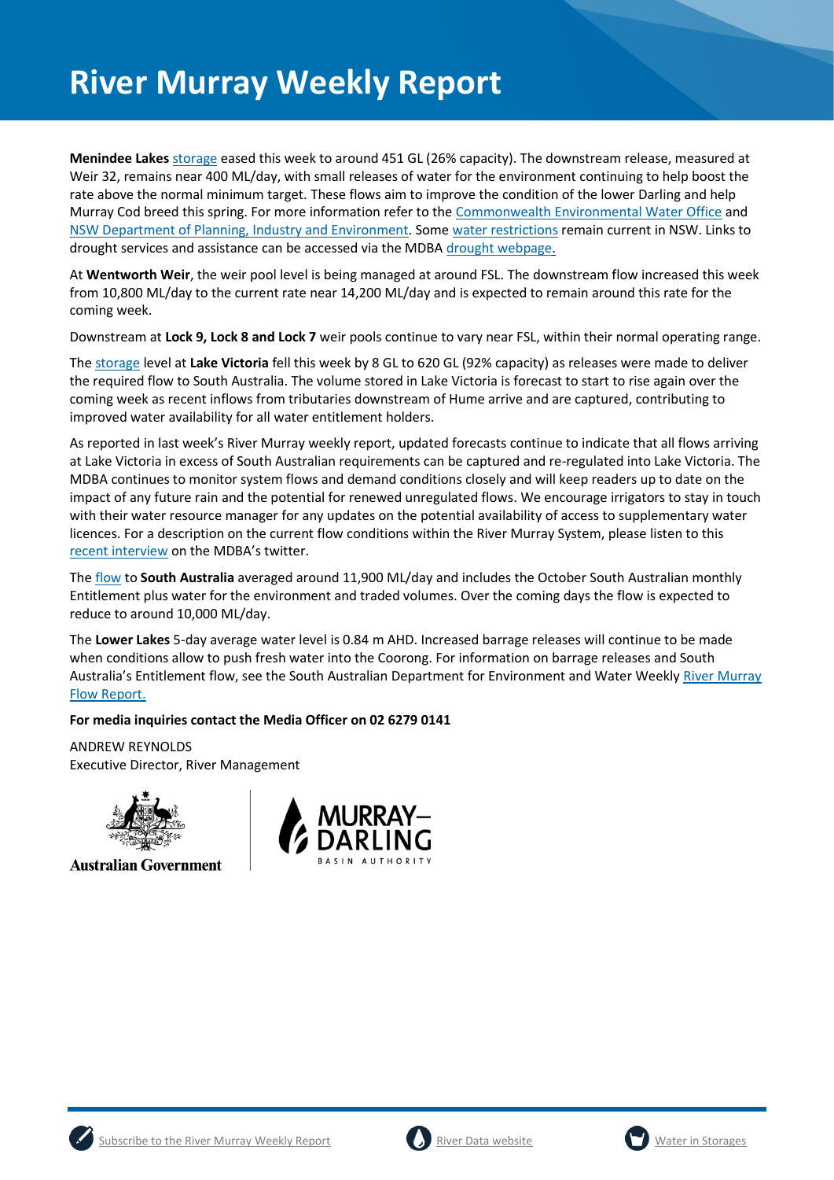# River Murray Weekly Report

**Menindee Lakes** storage eased this week to around 451 GL (26% capacity). The downstream release, measured at Weir 32, remains near 400 ML/day, with small releases of water for the environment continuing to help boost the rate above the normal minimum target. These flows aim to improve the condition of the lower Darling and help Murray Cod breed this spring. For more information refer to the Commonwealth Environmental Water Office and NSW Department of Planning, Industry and Environment. Some water restrictions remain current in NSW. Links to drought services and assistance can be accessed via the MDBA drought webpage.

At **Wentworth Weir**, the weir pool level is being managed at around FSL. The downstream flow increased this week from 10,800 ML/day to the current rate near 14,200 ML/day and is expected to remain around this rate for the coming week.

Downstream at **Lock 9, Lock 8 and Lock 7** weir pools continue to vary near FSL, within their normal operating range.

The storage level at **Lake Victoria** fell this week by 8 GL to 620 GL (92% capacity) as releases were made to deliver the required flow to South Australia. The volume stored in Lake Victoria is forecast to start to rise again over the coming week as recent inflows from tributaries downstream of Hume arrive and are captured, contributing to improved water availability for all water entitlement holders.

As reported in last week's River Murray weekly report, updated forecasts continue to indicate that all flows arriving at Lake Victoria in excess of South Australian requirements can be captured and re-regulated into Lake Victoria. The MDBA continues to monitor system flows and demand conditions closely and will keep readers up to date on the impact of any future rain and the potential for renewed unregulated flows. We encourage irrigators to stay in touch with their water resource manager for any updates on the potential availability of access to supplementary water licences. For a description on the current flow conditions within the River Murray System, please listen to this recent interview on the MDBA's twitter.

The flow to **South Australia** averaged around 11,900 ML/day and includes the October South Australian monthly Entitlement plus water for the environment and traded volumes. Over the coming days the flow is expected to reduce to around 10,000 ML/day.

The **Lower Lakes** 5-day average water level is 0.84 m AHD. Increased barrage releases will continue to be made when conditions allow to push fresh water into the Coorong. For information on barrage releases and South Australia's Entitlement flow, see the South Australian Department for Environment and Water Weekly River Murray Flow Report.

**For media inquiries contact the Media Officer on 02 6279 0141**

ANDREW REYNOLDS
Executive Director, River Management

Subscribe to the River Murray Weekly Report | River Data website | Water in Storages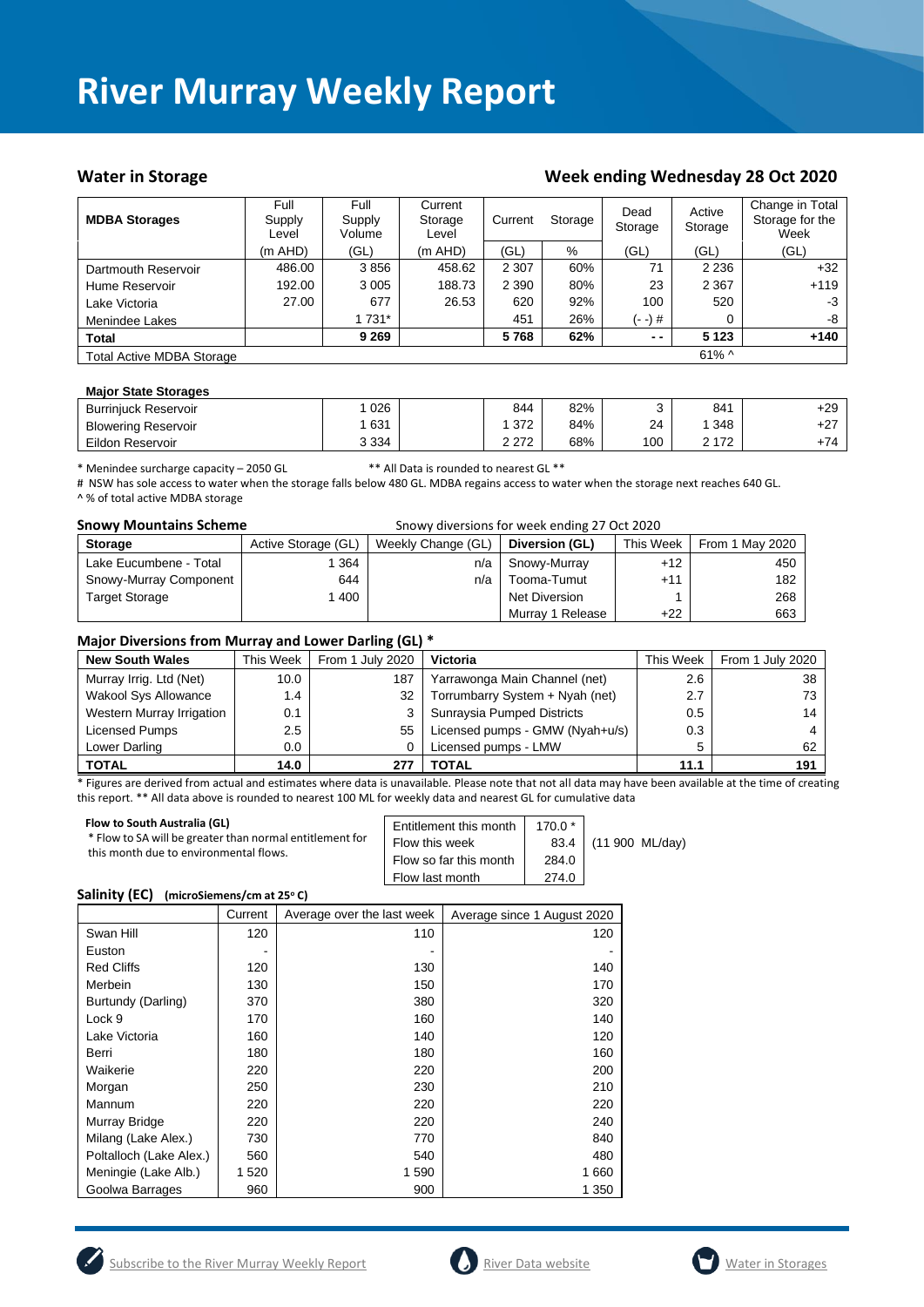# River Murray Weekly Report

## Water in Storage

## Week ending Wednesday 28 Oct 2020

| MDBA Storages | Full Supply Level | Full Supply Volume | Current Storage Level | Current | Storage | Dead Storage | Active Storage | Change in Total Storage for the Week |
|---|---|---|---|---|---|---|---|---|
| | (m AHD) | (GL) | (m AHD) | (GL) | % | (GL) | (GL) | (GL) |
| Dartmouth Reservoir | 486.00 | 3 856 | 458.62 | 2 307 | 60% | 71 | 2 236 | +32 |
| Hume Reservoir | 192.00 | 3 005 | 188.73 | 2 390 | 80% | 23 | 2 367 | +119 |
| Lake Victoria | 27.00 | 677 | 26.53 | 620 | 92% | 100 | 520 | -3 |
| Menindee Lakes | | 1 731* | | 451 | 26% | (- -) # | 0 | -8 |
| **Total** | | **9 269** | | **5 768** | **62%** | **- -** | **5 123** | **+140** |
| Total Active MDBA Storage | | | | | | | 61% ^ | |

| Major State Storages | | | | | | | |
|---|---|---|---|---|---|---|---|
| Burrinjuck Reservoir | 1 026 | | 844 | 82% | 3 | 841 | +29 |
| Blowering Reservoir | 1 631 | | 1 372 | 84% | 24 | 1 348 | +27 |
| Eildon Reservoir | 3 334 | | 2 272 | 68% | 100 | 2 172 | +74 |

\* Menindee surcharge capacity – 2050 GL  ** All Data is rounded to nearest GL **

# NSW has sole access to water when the storage falls below 480 GL. MDBA regains access to water when the storage next reaches 640 GL.

^ % of total active MDBA storage

**Snowy Mountains Scheme** Snowy diversions for week ending 27 Oct 2020

| Storage | Active Storage (GL) | Weekly Change (GL) | Diversion (GL) | This Week | From 1 May 2020 |
|---|---|---|---|---|---|
| Lake Eucumbene - Total | 1 364 | n/a | Snowy-Murray | +12 | 450 |
| Snowy-Murray Component | 644 | n/a | Tooma-Tumut | +11 | 182 |
| Target Storage | 1 400 | | Net Diversion | 1 | 268 |
| | | | Murray 1 Release | +22 | 663 |

**Major Diversions from Murray and Lower Darling (GL) ***

| New South Wales | This Week | From 1 July 2020 | Victoria | This Week | From 1 July 2020 |
|---|---|---|---|---|---|
| Murray Irrig. Ltd (Net) | 10.0 | 187 | Yarrawonga Main Channel (net) | 2.6 | 38 |
| Wakool Sys Allowance | 1.4 | 32 | Torrumbarry System + Nyah (net) | 2.7 | 73 |
| Western Murray Irrigation | 0.1 | 3 | Sunraysia Pumped Districts | 0.5 | 14 |
| Licensed Pumps | 2.5 | 55 | Licensed pumps - GMW (Nyah+u/s) | 0.3 | 4 |
| Lower Darling | 0.0 | 0 | Licensed pumps - LMW | 5 | 62 |
| **TOTAL** | **14.0** | **277** | **TOTAL** | **11.1** | **191** |

\* Figures are derived from actual and estimates where data is unavailable. Please note that not all data may have been available at the time of creating this report. ** All data above is rounded to nearest 100 ML for weekly data and nearest GL for cumulative data

**Flow to South Australia (GL)**

\* Flow to SA will be greater than normal entitlement for this month due to environmental flows.

| | | |
|---|---|---|
| Entitlement this month | 170.0 * | |
| Flow this week | 83.4 | (11 900 ML/day) |
| Flow so far this month | 284.0 | |
| Flow last month | 274.0 | |

**Salinity (EC)** (microSiemens/cm at 25° C)

| | Current | Average over the last week | Average since 1 August 2020 |
|---|---|---|---|
| Swan Hill | 120 | 110 | 120 |
| Euston | - | - | - |
| Red Cliffs | 120 | 130 | 140 |
| Merbein | 130 | 150 | 170 |
| Burtundy (Darling) | 370 | 380 | 320 |
| Lock 9 | 170 | 160 | 140 |
| Lake Victoria | 160 | 140 | 120 |
| Berri | 180 | 180 | 160 |
| Waikerie | 220 | 220 | 200 |
| Morgan | 250 | 230 | 210 |
| Mannum | 220 | 220 | 220 |
| Murray Bridge | 220 | 220 | 240 |
| Milang (Lake Alex.) | 730 | 770 | 840 |
| Poltalloch (Lake Alex.) | 560 | 540 | 480 |
| Meningie (Lake Alb.) | 1 520 | 1 590 | 1 660 |
| Goolwa Barrages | 960 | 900 | 1 350 |

Subscribe to the River Murray Weekly Report | River Data website | Water in Storages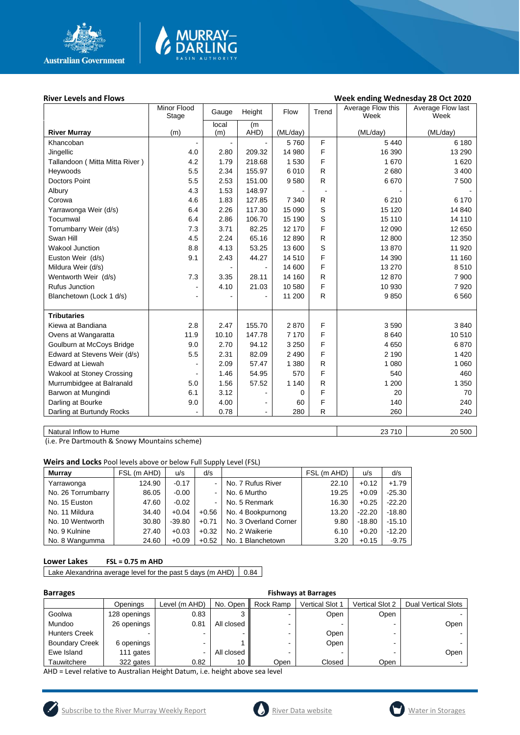## River Levels and Flows

**Week ending Wednesday 28 Oct 2020**

| River Murray | Minor Flood Stage (m) | Gauge local (m) | Height (m AHD) | Flow (ML/day) | Trend | Average Flow this Week (ML/day) | Average Flow last Week (ML/day) |
|---|---|---|---|---|---|---|---|
| Khancoban | - | - | - | 5 760 | F | 5 440 | 6 180 |
| Jingellic | 4.0 | 2.80 | 209.32 | 14 980 | F | 16 390 | 13 290 |
| Tallandoon ( Mitta Mitta River ) | 4.2 | 1.79 | 218.68 | 1 530 | F | 1 670 | 1 620 |
| Heywoods | 5.5 | 2.34 | 155.97 | 6 010 | R | 2 680 | 3 400 |
| Doctors Point | 5.5 | 2.53 | 151.00 | 9 580 | R | 6 670 | 7 500 |
| Albury | 4.3 | 1.53 | 148.97 | - | - | - | - |
| Corowa | 4.6 | 1.83 | 127.85 | 7 340 | R | 6 210 | 6 170 |
| Yarrawonga Weir (d/s) | 6.4 | 2.26 | 117.30 | 15 090 | S | 15 120 | 14 840 |
| Tocumwal | 6.4 | 2.86 | 106.70 | 15 190 | S | 15 110 | 14 110 |
| Torrumbarry Weir (d/s) | 7.3 | 3.71 | 82.25 | 12 170 | F | 12 090 | 12 650 |
| Swan Hill | 4.5 | 2.24 | 65.16 | 12 890 | R | 12 800 | 12 350 |
| Wakool Junction | 8.8 | 4.13 | 53.25 | 13 600 | S | 13 870 | 11 920 |
| Euston Weir (d/s) | 9.1 | 2.43 | 44.27 | 14 510 | F | 14 390 | 11 160 |
| Mildura Weir (d/s) | | - | - | 14 600 | F | 13 270 | 8 510 |
| Wentworth Weir (d/s) | 7.3 | 3.35 | 28.11 | 14 160 | R | 12 870 | 7 900 |
| Rufus Junction | - | 4.10 | 21.03 | 10 580 | F | 10 930 | 7 920 |
| Blanchetown (Lock 1 d/s) | - | - | - | 11 200 | R | 9 850 | 6 560 |
| **Tributaries** | | | | | | | |
| Kiewa at Bandiana | 2.8 | 2.47 | 155.70 | 2 870 | F | 3 590 | 3 840 |
| Ovens at Wangaratta | 11.9 | 10.10 | 147.78 | 7 170 | F | 8 640 | 10 510 |
| Goulburn at McCoys Bridge | 9.0 | 2.70 | 94.12 | 3 250 | F | 4 650 | 6 870 |
| Edward at Stevens Weir (d/s) | 5.5 | 2.31 | 82.09 | 2 490 | F | 2 190 | 1 420 |
| Edward at Liewah | - | 2.09 | 57.47 | 1 380 | R | 1 080 | 1 060 |
| Wakool at Stoney Crossing | - | 1.46 | 54.95 | 570 | F | 540 | 460 |
| Murrumbidgee at Balranald | 5.0 | 1.56 | 57.52 | 1 140 | R | 1 200 | 1 350 |
| Barwon at Mungindi | 6.1 | 3.12 | - | 0 | F | 20 | 70 |
| Darling at Bourke | 9.0 | 4.00 | - | 60 | F | 140 | 240 |
| Darling at Burtundy Rocks | - | 0.78 | - | 280 | R | 260 | 240 |

| Natural Inflow to Hume | This Week | Last Week |
|---|---|---|
| Natural Inflow to Hume | 23 710 | 20 500 |

(i.e. Pre Dartmouth & Snowy Mountains scheme)

### Weirs and Locks
Pool levels above or below Full Supply Level (FSL)

| Murray | FSL (m AHD) | u/s | d/s | | FSL (m AHD) | u/s | d/s |
|---|---|---|---|---|---|---|---|
| Yarrawonga | 124.90 | -0.17 | - | No. 7 Rufus River | 22.10 | +0.12 | +1.79 |
| No. 26 Torrumbarry | 86.05 | -0.00 | - | No. 6 Murtho | 19.25 | +0.09 | -25.30 |
| No. 15 Euston | 47.60 | -0.02 | - | No. 5 Renmark | 16.30 | +0.25 | -22.20 |
| No. 11 Mildura | 34.40 | +0.04 | +0.56 | No. 4 Bookpurnong | 13.20 | -22.20 | -18.80 |
| No. 10 Wentworth | 30.80 | -39.80 | +0.71 | No. 3 Overland Corner | 9.80 | -18.80 | -15.10 |
| No. 9 Kulnine | 27.40 | +0.03 | +0.32 | No. 2 Waikerie | 6.10 | +0.20 | -12.20 |
| No. 8 Wangumma | 24.60 | +0.09 | +0.52 | No. 1 Blanchetown | 3.20 | +0.15 | -9.75 |

### Lower Lakes
**FSL = 0.75 m AHD**

| Lake Alexandrina average level for the past 5 days (m AHD) | 0.84 |
|---|---|

### Barrages

**Fishways at Barrages**

| | Openings | Level (m AHD) | No. Open | Rock Ramp | Vertical Slot 1 | Vertical Slot 2 | Dual Vertical Slots |
|---|---|---|---|---|---|---|---|
| Goolwa | 128 openings | 0.83 | 3 | - | Open | Open | - |
| Mundoo | 26 openings | 0.81 | All closed | - | - | - | Open |
| Hunters Creek | - | - | - | - | Open | - | - |
| Boundary Creek | 6 openings | - | 1 | - | Open | - | - |
| Ewe Island | 111 gates | - | All closed | - | - | - | Open |
| Tauwitchere | 322 gates | 0.82 | 10 | Open | Closed | Open | - |

AHD = Level relative to Australian Height Datum, i.e. height above sea level

Subscribe to the River Murray Weekly Report | River Data website | Water in Storages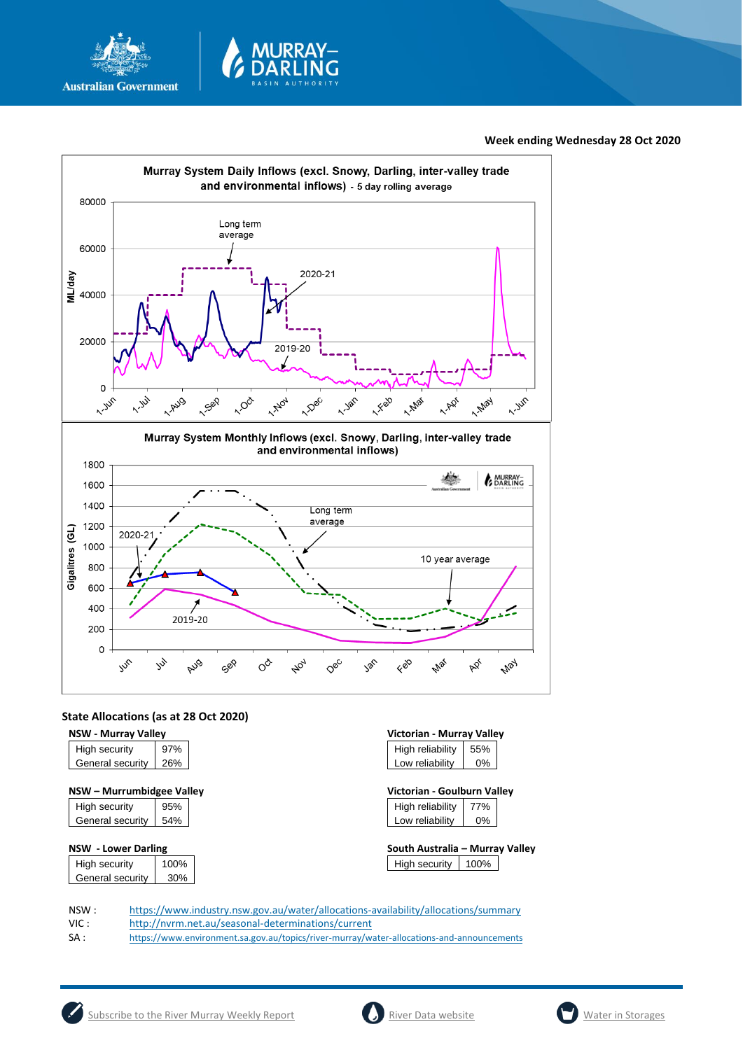**Week ending Wednesday 28 Oct 2020**

Murray System Daily Inflows (excl. Snowy, Darling, inter-valley trade and environmental inflows) - 5 day rolling average

ML/day

80000
60000
40000
20000
0

Long term average
2020-21
2019-20

1-Jun 1-Jul 1-Aug 1-Sep 1-Oct 1-Nov 1-Dec 1-Jan 1-Feb 1-Mar 1-Apr 1-May 1-Jun

Murray System Monthly Inflows (excl. Snowy, Darling, inter-valley trade and environmental inflows)

Gigalitres (GL)

1800
1600
1400
1200
1000
800
600
400
200
0

2020-21
Long term average
10 year average
2019-20

Jun Jul Aug Sep Oct Nov Dec Jan Feb Mar Apr May

## State Allocations (as at 28 Oct 2020)

**NSW - Murray Valley**

| | |
|---|---|
| High security | 97% |
| General security | 26% |

**NSW – Murrumbidgee Valley**

| | |
|---|---|
| High security | 95% |
| General security | 54% |

**NSW - Lower Darling**

| | |
|---|---|
| High security | 100% |
| General security | 30% |

**Victorian - Murray Valley**

| | |
|---|---|
| High reliability | 55% |
| Low reliability | 0% |

**Victorian - Goulburn Valley**

| | |
|---|---|
| High reliability | 77% |
| Low reliability | 0% |

**South Australia – Murray Valley**

| | |
|---|---|
| High security | 100% |

NSW : https://www.industry.nsw.gov.au/water/allocations-availability/allocations/summary
VIC : http://nvrm.net.au/seasonal-determinations/current
SA : https://www.environment.sa.gov.au/topics/river-murray/water-allocations-and-announcements

Subscribe to the River Murray Weekly Report    River Data website    Water in Storages